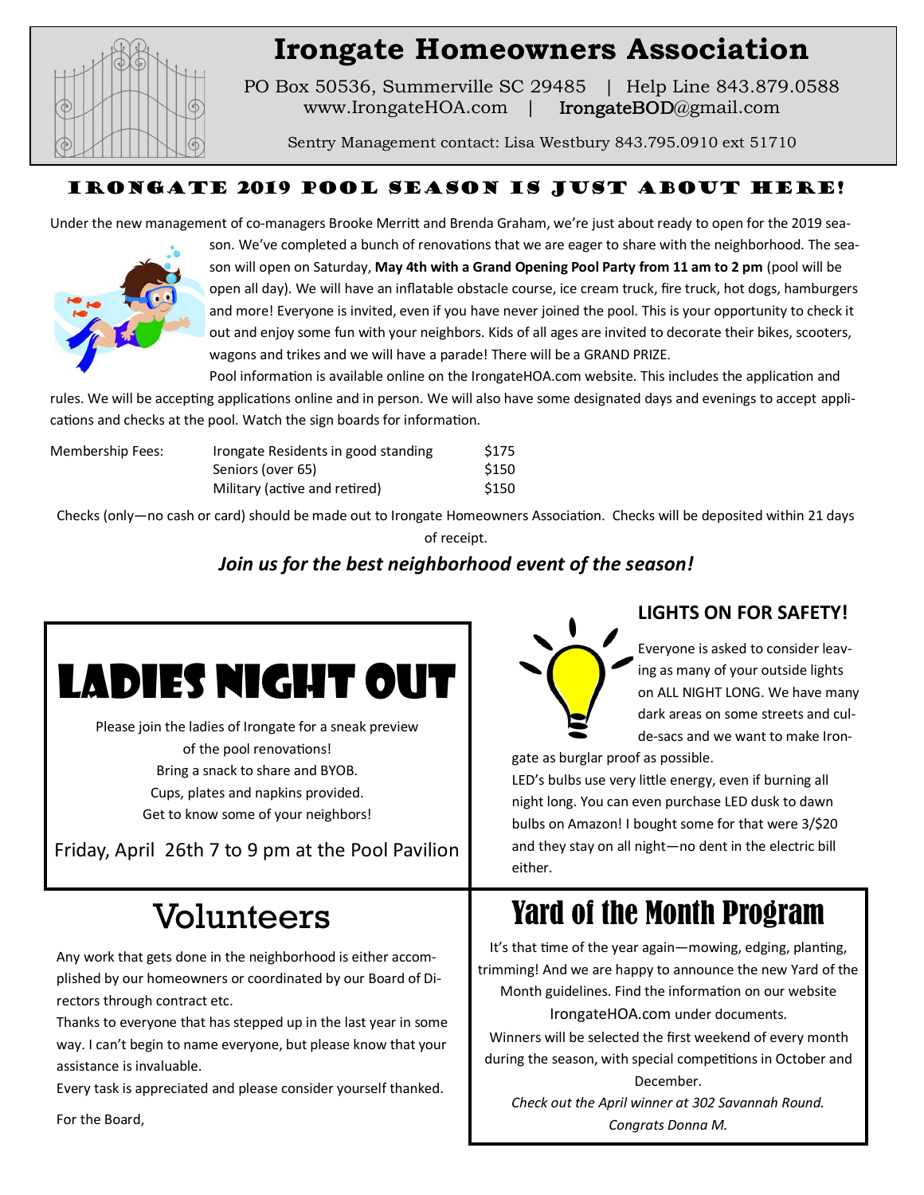# Irongate Homeowners Association

PO Box 50536, Summerville SC 29485 | Help Line 843.879.0588
www.IrongateHOA.com | IrongateBOD@gmail.com

Sentry Management contact: Lisa Westbury 843.795.0910 ext 51710

## Irongate 2019 Pool Season is Just About Here!

Under the new management of co-managers Brooke Merritt and Brenda Graham, we're just about ready to open for the 2019 season. We've completed a bunch of renovations that we are eager to share with the neighborhood. The season will open on Saturday, **May 4th with a Grand Opening Pool Party from 11 am to 2 pm** (pool will be open all day). We will have an inflatable obstacle course, ice cream truck, fire truck, hot dogs, hamburgers and more! Everyone is invited, even if you have never joined the pool. This is your opportunity to check it out and enjoy some fun with your neighbors. Kids of all ages are invited to decorate their bikes, scooters, wagons and trikes and we will have a parade! There will be a GRAND PRIZE.

Pool information is available online on the IrongateHOA.com website. This includes the application and rules. We will be accepting applications online and in person. We will also have some designated days and evenings to accept applications and checks at the pool. Watch the sign boards for information.

| Membership Fees: | | |
|---|---|---|
| | Irongate Residents in good standing | $175 |
| | Seniors (over 65) | $150 |
| | Military (active and retired) | $150 |

Checks (only—no cash or card) should be made out to Irongate Homeowners Association. Checks will be deposited within 21 days of receipt.

***Join us for the best neighborhood event of the season!***

## Ladies Night Out

Please join the ladies of Irongate for a sneak preview of the pool renovations!
Bring a snack to share and BYOB.
Cups, plates and napkins provided.
Get to know some of your neighbors!

Friday, April 26th 7 to 9 pm at the Pool Pavilion

## LIGHTS ON FOR SAFETY!

Everyone is asked to consider leaving as many of your outside lights on ALL NIGHT LONG. We have many dark areas on some streets and cul-de-sacs and we want to make Irongate as burglar proof as possible.

LED's bulbs use very little energy, even if burning all night long. You can even purchase LED dusk to dawn bulbs on Amazon! I bought some for that were 3/$20 and they stay on all night—no dent in the electric bill either.

## Volunteers

Any work that gets done in the neighborhood is either accomplished by our homeowners or coordinated by our Board of Directors through contract etc.

Thanks to everyone that has stepped up in the last year in some way. I can't begin to name everyone, but please know that your assistance is invaluable.

Every task is appreciated and please consider yourself thanked.

For the Board,

## Yard of the Month Program

It's that time of the year again—mowing, edging, planting, trimming! And we are happy to announce the new Yard of the Month guidelines. Find the information on our website IrongateHOA.com under documents.

Winners will be selected the first weekend of every month during the season, with special competitions in October and December.

*Check out the April winner at 302 Savannah Round.*
*Congrats Donna M.*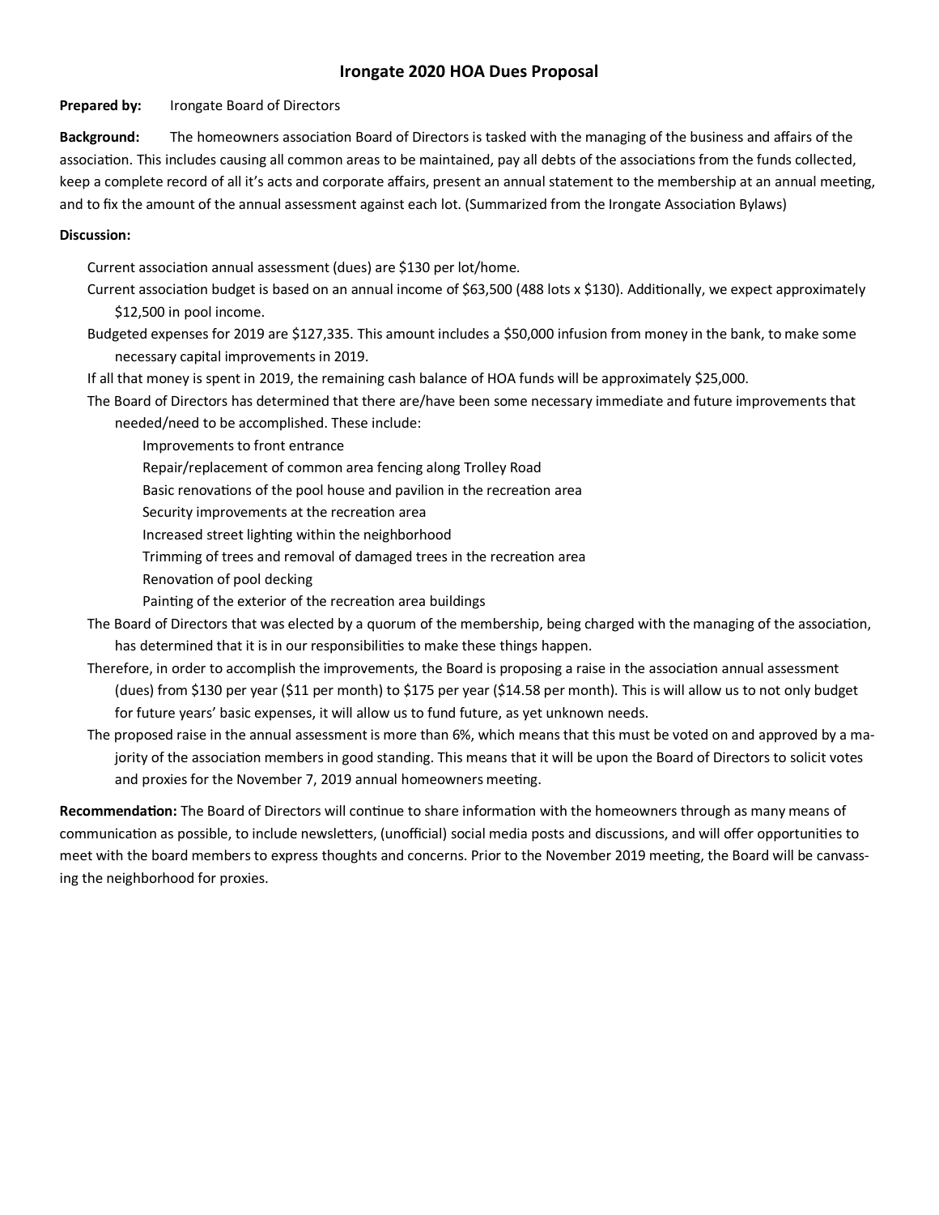# Irongate 2020 HOA Dues Proposal

**Prepared by:** Irongate Board of Directors

**Background:** The homeowners association Board of Directors is tasked with the managing of the business and affairs of the association. This includes causing all common areas to be maintained, pay all debts of the associations from the funds collected, keep a complete record of all it's acts and corporate affairs, present an annual statement to the membership at an annual meeting, and to fix the amount of the annual assessment against each lot. (Summarized from the Irongate Association Bylaws)

**Discussion:**

- Current association annual assessment (dues) are $130 per lot/home.
- Current association budget is based on an annual income of $63,500 (488 lots x $130). Additionally, we expect approximately $12,500 in pool income.
- Budgeted expenses for 2019 are $127,335. This amount includes a $50,000 infusion from money in the bank, to make some necessary capital improvements in 2019.
- If all that money is spent in 2019, the remaining cash balance of HOA funds will be approximately $25,000.
- The Board of Directors has determined that there are/have been some necessary immediate and future improvements that needed/need to be accomplished. These include:
  - Improvements to front entrance
  - Repair/replacement of common area fencing along Trolley Road
  - Basic renovations of the pool house and pavilion in the recreation area
  - Security improvements at the recreation area
  - Increased street lighting within the neighborhood
  - Trimming of trees and removal of damaged trees in the recreation area
  - Renovation of pool decking
  - Painting of the exterior of the recreation area buildings
- The Board of Directors that was elected by a quorum of the membership, being charged with the managing of the association, has determined that it is in our responsibilities to make these things happen.
- Therefore, in order to accomplish the improvements, the Board is proposing a raise in the association annual assessment (dues) from $130 per year ($11 per month) to $175 per year ($14.58 per month). This is will allow us to not only budget for future years' basic expenses, it will allow us to fund future, as yet unknown needs.
- The proposed raise in the annual assessment is more than 6%, which means that this must be voted on and approved by a majority of the association members in good standing. This means that it will be upon the Board of Directors to solicit votes and proxies for the November 7, 2019 annual homeowners meeting.

**Recommendation:** The Board of Directors will continue to share information with the homeowners through as many means of communication as possible, to include newsletters, (unofficial) social media posts and discussions, and will offer opportunities to meet with the board members to express thoughts and concerns. Prior to the November 2019 meeting, the Board will be canvassing the neighborhood for proxies.